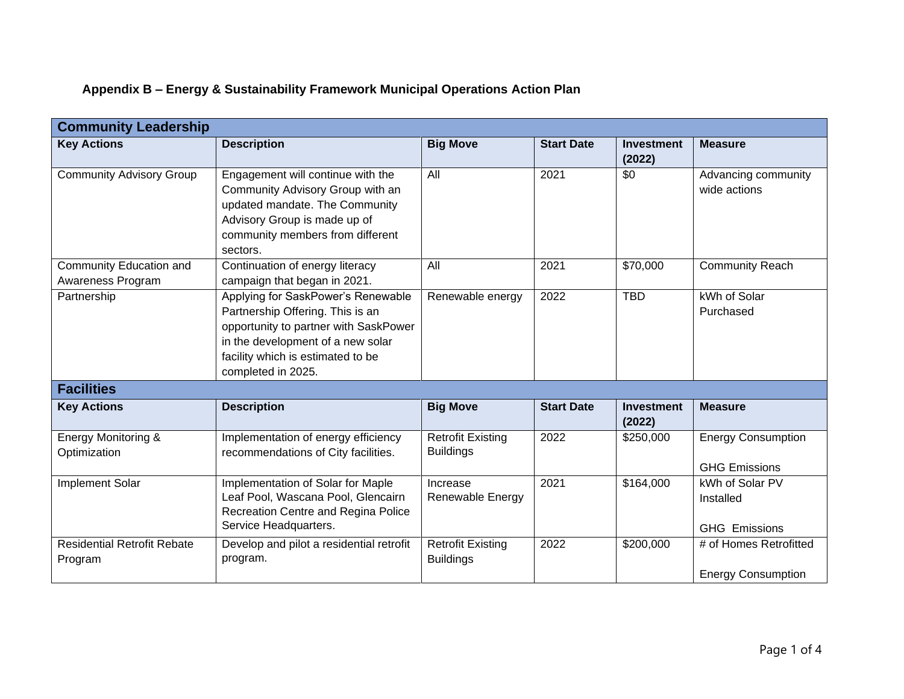## Appendix B – Energy & Sustainability Framework Municipal Operations Action Plan

| **Community Leadership** | | | | | |
|---|---|---|---|---|---|
| **Key Actions** | **Description** | **Big Move** | **Start Date** | **Investment (2022)** | **Measure** |
| Community Advisory Group | Engagement will continue with the Community Advisory Group with an updated mandate. The Community Advisory Group is made up of community members from different sectors. | All | 2021 | $0 | Advancing community wide actions |
| Community Education and Awareness Program | Continuation of energy literacy campaign that began in 2021. | All | 2021 | $70,000 | Community Reach |
| Partnership | Applying for SaskPower's Renewable Partnership Offering. This is an opportunity to partner with SaskPower in the development of a new solar facility which is estimated to be completed in 2025. | Renewable energy | 2022 | TBD | kWh of Solar Purchased |

| **Facilities** | | | | | |
|---|---|---|---|---|---|
| **Key Actions** | **Description** | **Big Move** | **Start Date** | **Investment (2022)** | **Measure** |
| Energy Monitoring & Optimization | Implementation of energy efficiency recommendations of City facilities. | Retrofit Existing Buildings | 2022 | $250,000 | Energy Consumption<br><br>GHG Emissions |
| Implement Solar | Implementation of Solar for Maple Leaf Pool, Wascana Pool, Glencairn Recreation Centre and Regina Police Service Headquarters. | Increase Renewable Energy | 2021 | $164,000 | kWh of Solar PV Installed<br><br>GHG Emissions |
| Residential Retrofit Rebate Program | Develop and pilot a residential retrofit program. | Retrofit Existing Buildings | 2022 | $200,000 | # of Homes Retrofitted<br><br>Energy Consumption |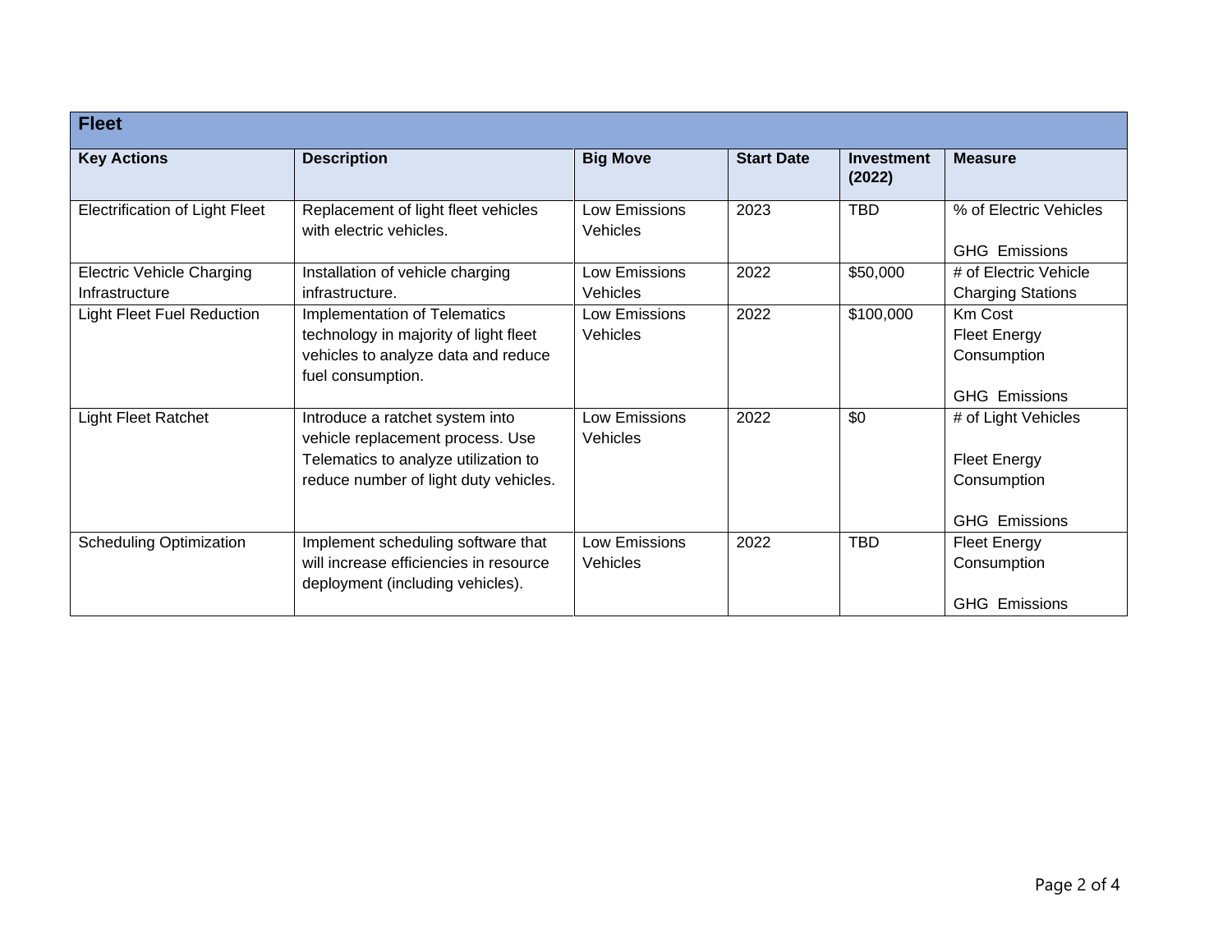| Fleet | | | | | |
|---|---|---|---|---|---|
| **Key Actions** | **Description** | **Big Move** | **Start Date** | **Investment (2022)** | **Measure** |
| Electrification of Light Fleet | Replacement of light fleet vehicles with electric vehicles. | Low Emissions Vehicles | 2023 | TBD | % of Electric Vehicles<br><br>GHG Emissions |
| Electric Vehicle Charging Infrastructure | Installation of vehicle charging infrastructure. | Low Emissions Vehicles | 2022 | $50,000 | # of Electric Vehicle Charging Stations |
| Light Fleet Fuel Reduction | Implementation of Telematics technology in majority of light fleet vehicles to analyze data and reduce fuel consumption. | Low Emissions Vehicles | 2022 | $100,000 | Km Cost<br>Fleet Energy Consumption<br><br>GHG Emissions |
| Light Fleet Ratchet | Introduce a ratchet system into vehicle replacement process. Use Telematics to analyze utilization to reduce number of light duty vehicles. | Low Emissions Vehicles | 2022 | $0 | # of Light Vehicles<br><br>Fleet Energy Consumption<br><br>GHG Emissions |
| Scheduling Optimization | Implement scheduling software that will increase efficiencies in resource deployment (including vehicles). | Low Emissions Vehicles | 2022 | TBD | Fleet Energy Consumption<br><br>GHG Emissions |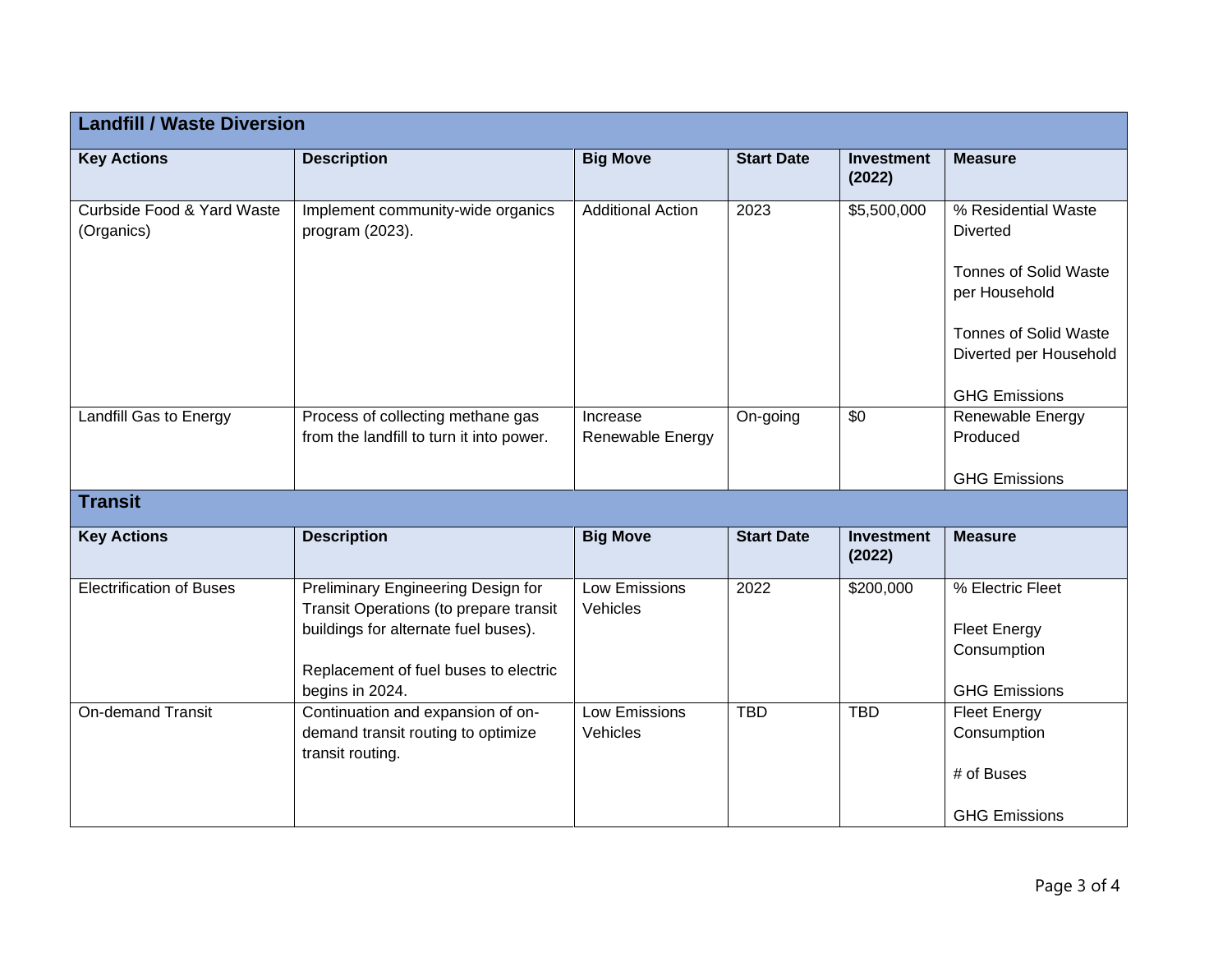## Landfill / Waste Diversion

| Key Actions | Description | Big Move | Start Date | Investment (2022) | Measure |
|---|---|---|---|---|---|
| Curbside Food & Yard Waste (Organics) | Implement community-wide organics program (2023). | Additional Action | 2023 | $5,500,000 | % Residential Waste Diverted<br><br>Tonnes of Solid Waste per Household<br><br>Tonnes of Solid Waste Diverted per Household<br><br>GHG Emissions |
| Landfill Gas to Energy | Process of collecting methane gas from the landfill to turn it into power. | Increase Renewable Energy | On-going | $0 | Renewable Energy Produced<br><br>GHG Emissions |

## Transit

| Key Actions | Description | Big Move | Start Date | Investment (2022) | Measure |
|---|---|---|---|---|---|
| Electrification of Buses | Preliminary Engineering Design for Transit Operations (to prepare transit buildings for alternate fuel buses).<br><br>Replacement of fuel buses to electric begins in 2024. | Low Emissions Vehicles | 2022 | $200,000 | % Electric Fleet<br><br>Fleet Energy Consumption<br><br>GHG Emissions |
| On-demand Transit | Continuation and expansion of on-demand transit routing to optimize transit routing. | Low Emissions Vehicles | TBD | TBD | Fleet Energy Consumption<br><br># of Buses<br><br>GHG Emissions |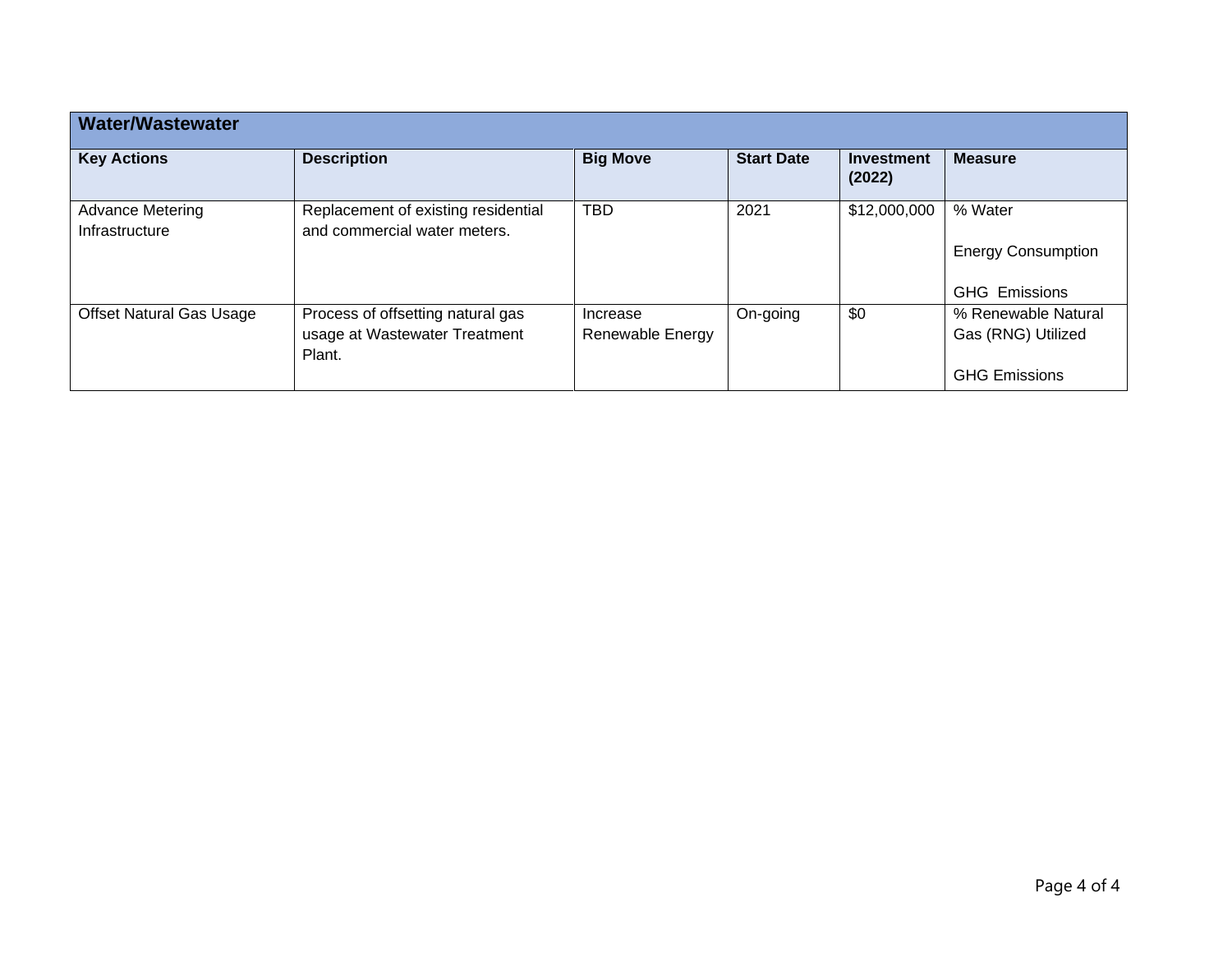| Water/Wastewater | | | | | |
|---|---|---|---|---|---|
| **Key Actions** | **Description** | **Big Move** | **Start Date** | **Investment (2022)** | **Measure** |
| Advance Metering Infrastructure | Replacement of existing residential and commercial water meters. | TBD | 2021 | $12,000,000 | % Water<br><br>Energy Consumption<br><br>GHG Emissions |
| Offset Natural Gas Usage | Process of offsetting natural gas usage at Wastewater Treatment Plant. | Increase Renewable Energy | On-going | $0 | % Renewable Natural Gas (RNG) Utilized<br><br>GHG Emissions |